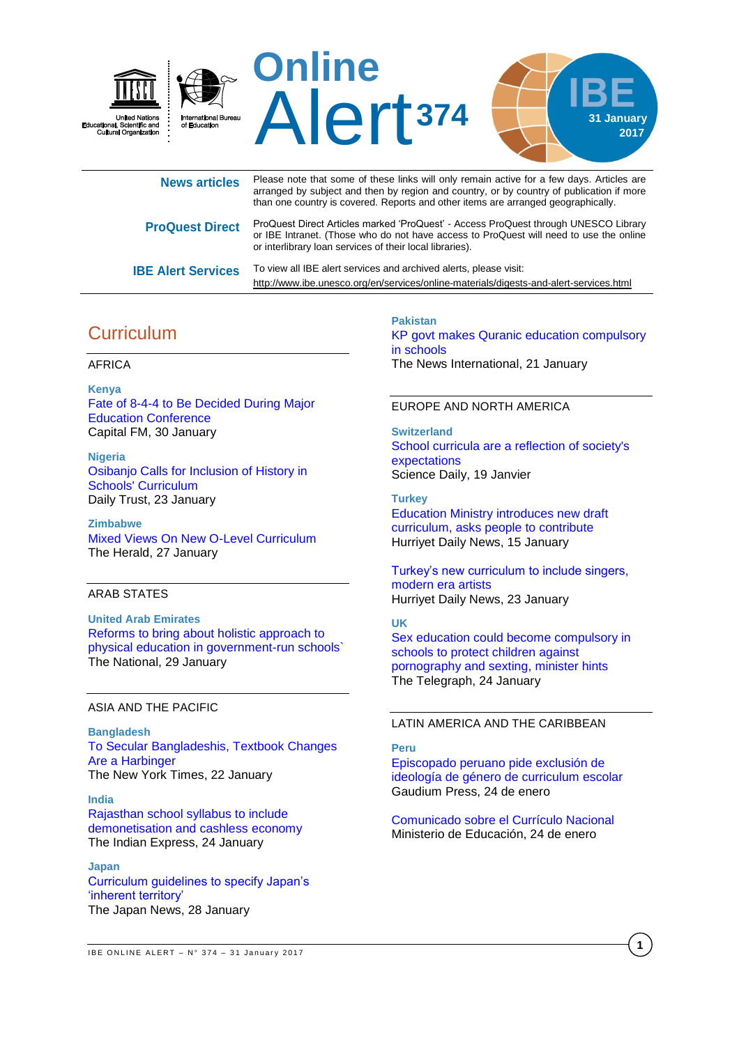# Online Alert 374

**IBE**
**31 January 2017**

United Nations Educational, Scientific and Cultural Organization
International Bureau of Education

**News articles** Please note that some of these links will only remain active for a few days. Articles are arranged by subject and then by region and country, or by country of publication if more than one country is covered. Reports and other items are arranged geographically.

**ProQuest Direct** ProQuest Direct Articles marked 'ProQuest' - Access ProQuest through UNESCO Library or IBE Intranet. (Those who do not have access to ProQuest will need to use the online or interlibrary loan services of their local libraries).

**IBE Alert Services** To view all IBE alert services and archived alerts, please visit: http://www.ibe.unesco.org/en/services/online-materials/digests-and-alert-services.html

## Curriculum

### AFRICA

**Kenya**
Fate of 8-4-4 to Be Decided During Major Education Conference
Capital FM, 30 January

**Nigeria**
Osibanjo Calls for Inclusion of History in Schools' Curriculum
Daily Trust, 23 January

**Zimbabwe**
Mixed Views On New O-Level Curriculum
The Herald, 27 January

### ARAB STATES

**United Arab Emirates**
Reforms to bring about holistic approach to physical education in government-run schools`
The National, 29 January

### ASIA AND THE PACIFIC

**Bangladesh**
To Secular Bangladeshis, Textbook Changes Are a Harbinger
The New York Times, 22 January

**India**
Rajasthan school syllabus to include demonetisation and cashless economy
The Indian Express, 24 January

**Japan**
Curriculum guidelines to specify Japan's 'inherent territory'
The Japan News, 28 January

**Pakistan**
KP govt makes Quranic education compulsory in schools
The News International, 21 January

### EUROPE AND NORTH AMERICA

**Switzerland**
School curricula are a reflection of society's expectations
Science Daily, 19 Janvier

**Turkey**
Education Ministry introduces new draft curriculum, asks people to contribute
Hurriyet Daily News, 15 January

Turkey's new curriculum to include singers, modern era artists
Hurriyet Daily News, 23 January

**UK**
Sex education could become compulsory in schools to protect children against pornography and sexting, minister hints
The Telegraph, 24 January

### LATIN AMERICA AND THE CARIBBEAN

**Peru**
Episcopado peruano pide exclusión de ideología de género de curriculum escolar
Gaudium Press, 24 de enero

Comunicado sobre el Currículo Nacional
Ministerio de Educación, 24 de enero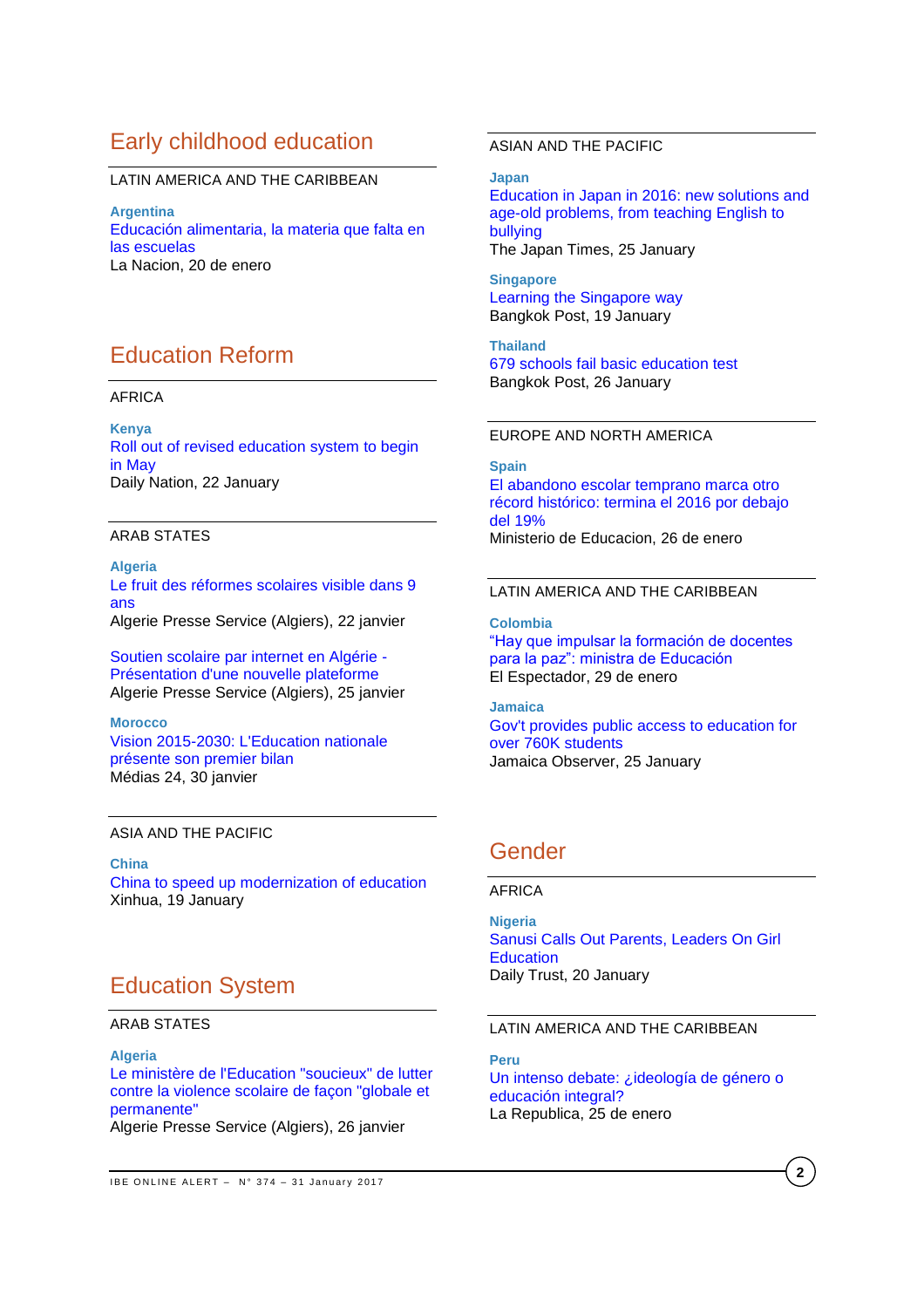# Early childhood education

LATIN AMERICA AND THE CARIBBEAN

**Argentina**
Educación alimentaria, la materia que falta en las escuelas
La Nacion, 20 de enero

# Education Reform

AFRICA

**Kenya**
Roll out of revised education system to begin in May
Daily Nation, 22 January

ARAB STATES

**Algeria**
Le fruit des réformes scolaires visible dans 9 ans
Algerie Presse Service (Algiers), 22 janvier

Soutien scolaire par internet en Algérie - Présentation d'une nouvelle plateforme
Algerie Presse Service (Algiers), 25 janvier

**Morocco**
Vision 2015-2030: L'Education nationale présente son premier bilan
Médias 24, 30 janvier

ASIA AND THE PACIFIC

**China**
China to speed up modernization of education
Xinhua, 19 January

ASIAN AND THE PACIFIC

**Japan**
Education in Japan in 2016: new solutions and age-old problems, from teaching English to bullying
The Japan Times, 25 January

**Singapore**
Learning the Singapore way
Bangkok Post, 19 January

**Thailand**
679 schools fail basic education test
Bangkok Post, 26 January

EUROPE AND NORTH AMERICA

**Spain**
El abandono escolar temprano marca otro récord histórico: termina el 2016 por debajo del 19%
Ministerio de Educacion, 26 de enero

LATIN AMERICA AND THE CARIBBEAN

**Colombia**
"Hay que impulsar la formación de docentes para la paz": ministra de Educación
El Espectador, 29 de enero

**Jamaica**
Gov't provides public access to education for over 760K students
Jamaica Observer, 25 January

# Education System

ARAB STATES

**Algeria**
Le ministère de l'Education "soucieux" de lutter contre la violence scolaire de façon "globale et permanente"
Algerie Presse Service (Algiers), 26 janvier

# Gender

AFRICA

**Nigeria**
Sanusi Calls Out Parents, Leaders On Girl Education
Daily Trust, 20 January

LATIN AMERICA AND THE CARIBBEAN

**Peru**
Un intenso debate: ¿ideología de género o educación integral?
La Republica, 25 de enero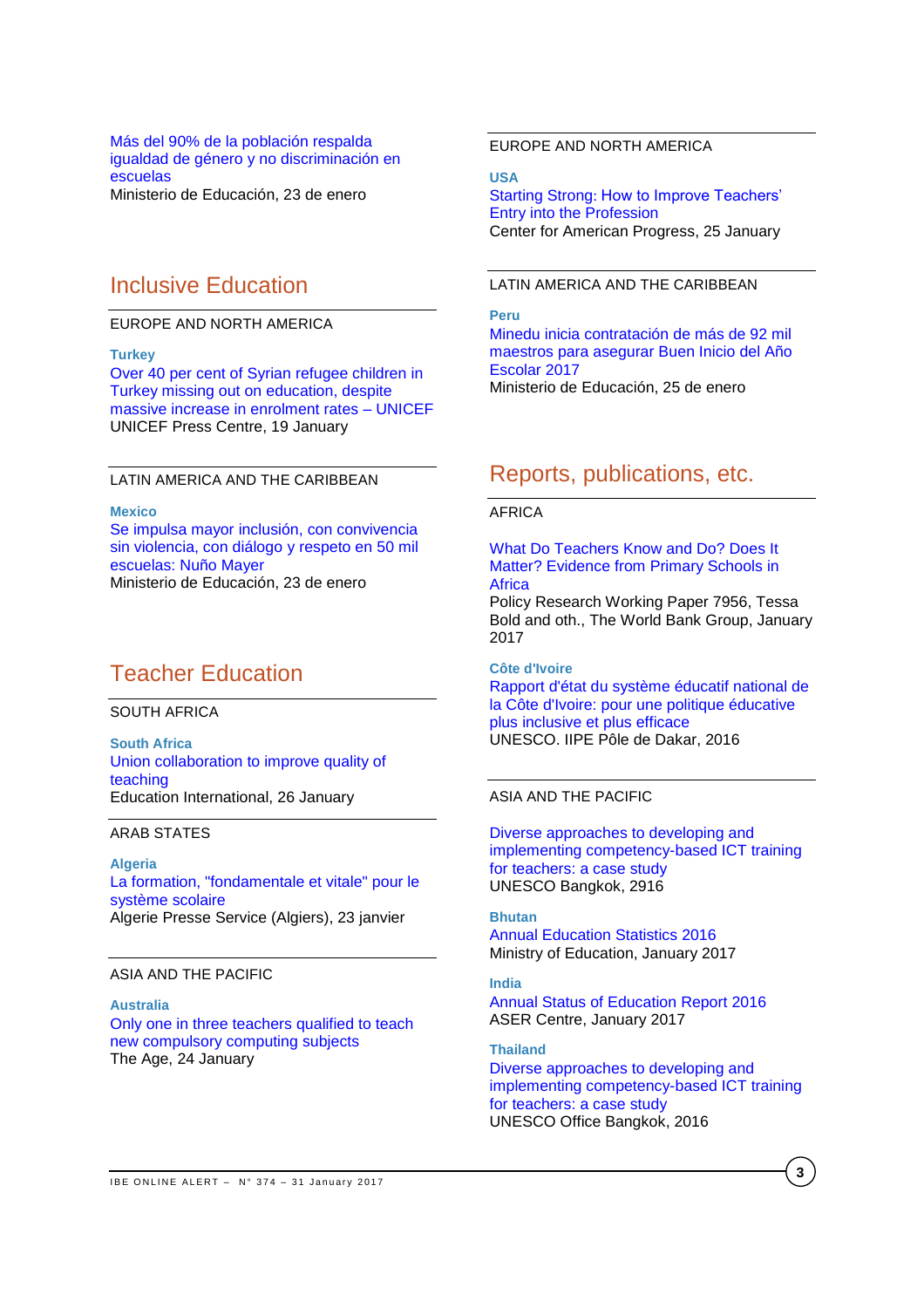Más del 90% de la población respalda igualdad de género y no discriminación en escuelas
Ministerio de Educación, 23 de enero

## Inclusive Education

EUROPE AND NORTH AMERICA

**Turkey**

Over 40 per cent of Syrian refugee children in Turkey missing out on education, despite massive increase in enrolment rates – UNICEF
UNICEF Press Centre, 19 January

LATIN AMERICA AND THE CARIBBEAN

**Mexico**

Se impulsa mayor inclusión, con convivencia sin violencia, con diálogo y respeto en 50 mil escuelas: Nuño Mayer
Ministerio de Educación, 23 de enero

## Teacher Education

SOUTH AFRICA

**South Africa**

Union collaboration to improve quality of teaching
Education International, 26 January

ARAB STATES

**Algeria**

La formation, "fondamentale et vitale" pour le système scolaire
Algerie Presse Service (Algiers), 23 janvier

ASIA AND THE PACIFIC

**Australia**

Only one in three teachers qualified to teach new compulsory computing subjects
The Age, 24 January

EUROPE AND NORTH AMERICA

**USA**

Starting Strong: How to Improve Teachers' Entry into the Profession
Center for American Progress, 25 January

LATIN AMERICA AND THE CARIBBEAN

**Peru**

Minedu inicia contratación de más de 92 mil maestros para asegurar Buen Inicio del Año Escolar 2017
Ministerio de Educación, 25 de enero

## Reports, publications, etc.

AFRICA

What Do Teachers Know and Do? Does It Matter? Evidence from Primary Schools in Africa
Policy Research Working Paper 7956, Tessa Bold and oth., The World Bank Group, January 2017

**Côte d'Ivoire**

Rapport d'état du système éducatif national de la Côte d'Ivoire: pour une politique éducative plus inclusive et plus efficace
UNESCO. IIPE Pôle de Dakar, 2016

ASIA AND THE PACIFIC

Diverse approaches to developing and implementing competency-based ICT training for teachers: a case study
UNESCO Bangkok, 2916

**Bhutan**

Annual Education Statistics 2016
Ministry of Education, January 2017

**India**

Annual Status of Education Report 2016
ASER Centre, January 2017

**Thailand**

Diverse approaches to developing and implementing competency-based ICT training for teachers: a case study
UNESCO Office Bangkok, 2016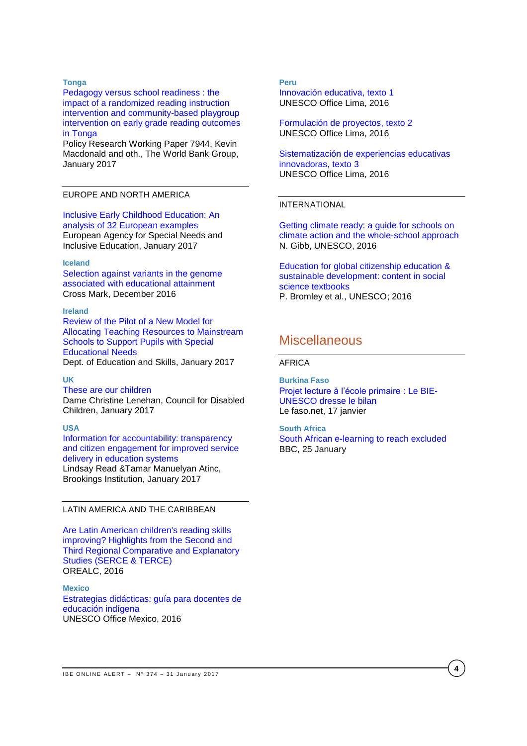**Tonga**

Pedagogy versus school readiness : the impact of a randomized reading instruction intervention and community-based playgroup intervention on early grade reading outcomes in Tonga
Policy Research Working Paper 7944, Kevin Macdonald and oth., The World Bank Group, January 2017

EUROPE AND NORTH AMERICA

Inclusive Early Childhood Education: An analysis of 32 European examples
European Agency for Special Needs and Inclusive Education, January 2017

**Iceland**

Selection against variants in the genome associated with educational attainment
Cross Mark, December 2016

**Ireland**

Review of the Pilot of a New Model for Allocating Teaching Resources to Mainstream Schools to Support Pupils with Special Educational Needs
Dept. of Education and Skills, January 2017

**UK**

These are our children
Dame Christine Lenehan, Council for Disabled Children, January 2017

**USA**

Information for accountability: transparency and citizen engagement for improved service delivery in education systems
Lindsay Read &Tamar Manuelyan Atinc, Brookings Institution, January 2017

LATIN AMERICA AND THE CARIBBEAN

Are Latin American children's reading skills improving? Highlights from the Second and Third Regional Comparative and Explanatory Studies (SERCE & TERCE)
OREALC, 2016

**Mexico**

Estrategias didácticas: guía para docentes de educación indígena
UNESCO Office Mexico, 2016

**Peru**

Innovación educativa, texto 1
UNESCO Office Lima, 2016

Formulación de proyectos, texto 2
UNESCO Office Lima, 2016

Sistematización de experiencias educativas innovadoras, texto 3
UNESCO Office Lima, 2016

INTERNATIONAL

Getting climate ready: a guide for schools on climate action and the whole-school approach
N. Gibb, UNESCO, 2016

Education for global citizenship education & sustainable development: content in social science textbooks
P. Bromley et al., UNESCO; 2016

## Miscellaneous

AFRICA

**Burkina Faso**

Projet lecture à l'école primaire : Le BIE-UNESCO dresse le bilan
Le faso.net, 17 janvier

**South Africa**

South African e-learning to reach excluded
BBC, 25 January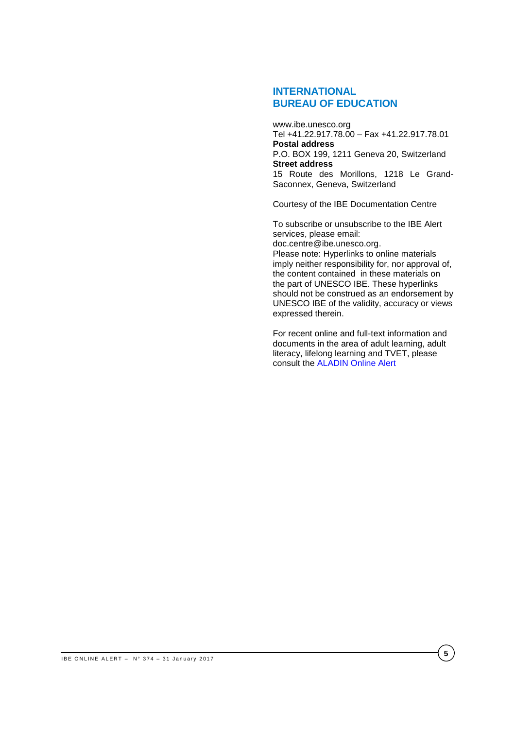## INTERNATIONAL BUREAU OF EDUCATION

www.ibe.unesco.org
Tel +41.22.917.78.00 – Fax +41.22.917.78.01
**Postal address**
P.O. BOX 199, 1211 Geneva 20, Switzerland
**Street address**
15 Route des Morillons, 1218 Le Grand-Saconnex, Geneva, Switzerland

Courtesy of the IBE Documentation Centre

To subscribe or unsubscribe to the IBE Alert services, please email:
doc.centre@ibe.unesco.org.
Please note: Hyperlinks to online materials imply neither responsibility for, nor approval of, the content contained in these materials on the part of UNESCO IBE. These hyperlinks should not be construed as an endorsement by UNESCO IBE of the validity, accuracy or views expressed therein.

For recent online and full-text information and documents in the area of adult learning, adult literacy, lifelong learning and TVET, please consult the ALADIN Online Alert